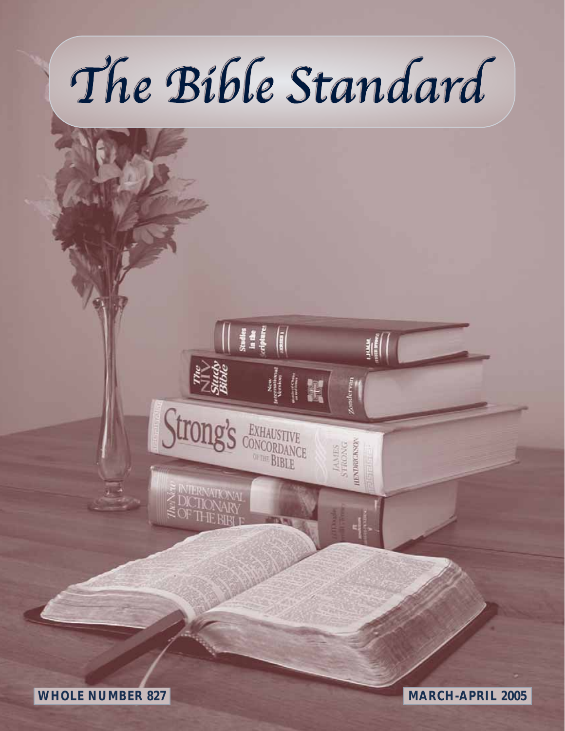# The Bible Standard

**WHOLE NUMBER 827**

**MARCH-APRIL 2005**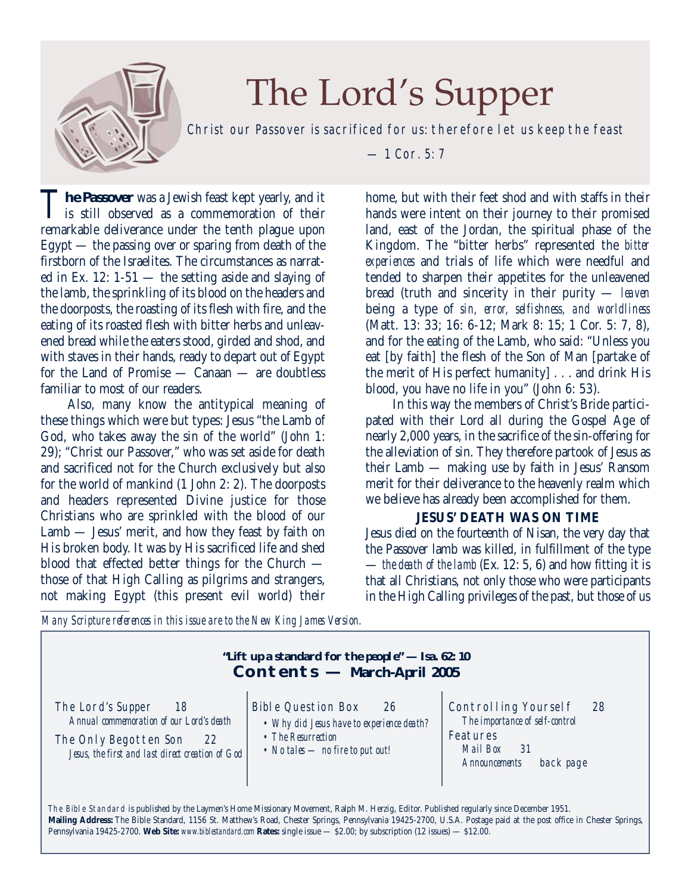# The Lord's Supper

*Christ our Passover is sacrificed for us: therefore let us keep the feast — 1 Cor. 5: 7*

**The Passover** was a Jewish feast kept yearly, and it is still observed as a commemoration of their remarkable deliverance under the tenth plague upon Egypt — the passing over or sparing from death of the firstborn of the Israelites. The circumstances as narrated in Ex. 12: 1-51 — the setting aside and slaying of the lamb, the sprinkling of its blood on the headers and the doorposts, the roasting of its flesh with fire, and the eating of its roasted flesh with bitter herbs and unleavened bread while the eaters stood, girded and shod, and with staves in their hands, ready to depart out of Egypt for the Land of Promise — Canaan — are doubtless familiar to most of our readers.

Also, many know the antitypical meaning of these things which were but types: Jesus "the Lamb of God, who takes away the sin of the world" (John 1: 29); "Christ our Passover," who was set aside for death and sacrificed not for the Church exclusively but also for the world of mankind (1 John 2: 2). The doorposts and headers represented Divine justice for those Christians who are sprinkled with the blood of our Lamb — Jesus' merit, and how they feast by faith on His broken body. It was by His sacrificed life and shed blood that effected better things for the Church — those of that High Calling as pilgrims and strangers, not making Egypt (this present evil world) their home, but with their feet shod and with staffs in their hands were intent on their journey to their promised land, east of the Jordan, the spiritual phase of the Kingdom. The "bitter herbs" represented the *bitter experiences* and trials of life which were needful and tended to sharpen their appetites for the unleavened bread (truth and sincerity in their purity — *leaven* being a type of *sin, error, selfishness, and worldliness* (Matt. 13: 33; 16: 6-12; Mark 8: 15; 1 Cor. 5: 7, 8), and for the eating of the Lamb, who said: "Unless you eat [by faith] the flesh of the Son of Man [partake of the merit of His perfect humanity] . . . and drink His blood, you have no life in you" (John 6: 53).

In this way the members of Christ's Bride participated with their Lord all during the Gospel Age of nearly 2,000 years, in the sacrifice of the sin-offering for the alleviation of sin. They therefore partook of Jesus as their Lamb — making use by faith in Jesus' Ransom merit for their deliverance to the heavenly realm which we believe has already been accomplished for them.

### JESUS' DEATH WAS ON TIME

Jesus died on the fourteenth of Nisan, the very day that the Passover lamb was killed, in fulfillment of the type — *the death of the lamb* (Ex. 12: 5, 6) and how fitting it is that all Christians, not only those who were participants in the High Calling privileges of the past, but those of us

*Many Scripture references in this issue are to the New King James Version.*

---

**"Lift up a standard for the people" — Isa. 62: 10**

## Contents — March-April 2005

The Lord's Supper — 18
*Annual commemoration of our Lord's death*

The Only Begotten Son — 22
*Jesus, the first and last direct creation of God*

Bible Question Box — 26
- *Why did Jesus have to experience death?*
- *The Resurrection*
- *No tales — no fire to put out!*

Controlling Yourself — 28
*The importance of self-control*

Features
*Mail Box* — 31
*Announcements* — back page

*The Bible Standard* is published by the Laymen's Home Missionary Movement, Ralph M. Herzig, Editor. Published regularly since December 1951. **Mailing Address:** The Bible Standard, 1156 St. Matthew's Road, Chester Springs, Pennsylvania 19425-2700, U.S.A. Postage paid at the post office in Chester Springs, Pennsylvania 19425-2700. **Web Site:** *www.biblestandard.com* **Rates:** single issue — $2.00; by subscription (12 issues) — $12.00.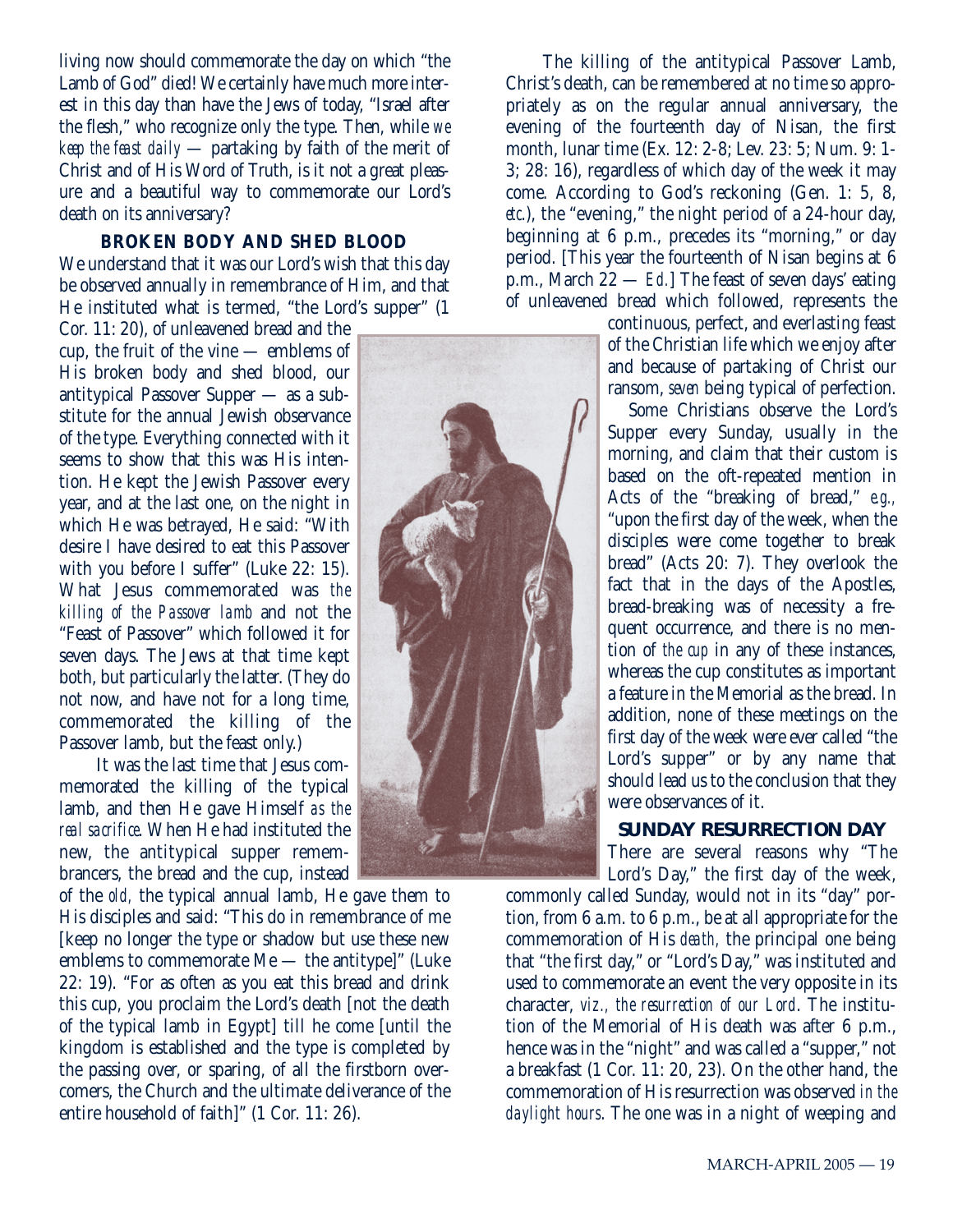living now should commemorate the day on which "the Lamb of God" died! We certainly have much more interest in this day than have the Jews of today, "Israel after the flesh," who recognize only the type. Then, while *we keep the feast daily* — partaking by faith of the merit of Christ and of His Word of Truth, is it not a great pleasure and a beautiful way to commemorate our Lord's death on its anniversary?

## BROKEN BODY AND SHED BLOOD

We understand that it was our Lord's wish that this day be observed annually in remembrance of Him, and that He instituted what is termed, "the Lord's supper" (1 Cor. 11: 20), of unleavened bread and the cup, the fruit of the vine — emblems of His broken body and shed blood, our antitypical Passover Supper — as a substitute for the annual Jewish observance of the type. Everything connected with it seems to show that this was His intention. He kept the Jewish Passover every year, and at the last one, on the night in which He was betrayed, He said: "With desire I have desired to eat this Passover with you before I suffer" (Luke 22: 15). What Jesus commemorated was *the killing of the Passover lamb* and not the "Feast of Passover" which followed it for seven days. The Jews at that time kept both, but particularly the latter. (They do not now, and have not for a long time, commemorated the killing of the Passover lamb, but the feast only.)

It was the last time that Jesus commemorated the killing of the typical lamb, and then He gave Himself *as the real sacrifice*. When He had instituted the new, the antitypical supper remembrancers, the bread and the cup, instead of the *old,* the typical annual lamb, He gave them to His disciples and said: "This do in remembrance of me [keep no longer the type or shadow but use these new emblems to commemorate Me — the antitype]" (Luke 22: 19). "For as often as you eat this bread and drink this cup, you proclaim the Lord's death [not the death of the typical lamb in Egypt] till he come [until the kingdom is established and the type is completed by the passing over, or sparing, of all the firstborn overcomers, the Church and the ultimate deliverance of the entire household of faith]" (1 Cor. 11: 26).

The killing of the antitypical Passover Lamb, Christ's death, can be remembered at no time so appropriately as on the regular annual anniversary, the evening of the fourteenth day of Nisan, the first month, lunar time (Ex. 12: 2-8; Lev. 23: 5; Num. 9: 1-3; 28: 16), regardless of which day of the week it may come. According to God's reckoning (Gen. 1: 5, 8, *etc.*), the "evening," the night period of a 24-hour day, beginning at 6 p.m., precedes its "morning," or day period. [This year the fourteenth of Nisan begins at 6 p.m., March 22 — *Ed.*] The feast of seven days' eating of unleavened bread which followed, represents the continuous, perfect, and everlasting feast of the Christian life which we enjoy after and because of partaking of Christ our ransom, *seven* being typical of perfection.

Some Christians observe the Lord's Supper every Sunday, usually in the morning, and claim that their custom is based on the oft-repeated mention in Acts of the "breaking of bread," *e.g.,* "upon the first day of the week, when the disciples were come together to break bread" (Acts 20: 7). They overlook the fact that in the days of the Apostles, bread-breaking was of necessity a frequent occurrence, and there is no mention of *the cup* in any of these instances, whereas the cup constitutes as important a feature in the Memorial as the bread. In addition, none of these meetings on the first day of the week were ever called "the Lord's supper" or by any name that should lead us to the conclusion that they were observances of it.

## SUNDAY RESURRECTION DAY

There are several reasons why "The Lord's Day," the first day of the week, commonly called Sunday, would not in its "day" portion, from 6 a.m. to 6 p.m., be at all appropriate for the commemoration of His *death,* the principal one being that "the first day," or "Lord's Day," was instituted and used to commemorate an event the very opposite in its character, *viz., the resurrection of our Lord*. The institution of the Memorial of His death was after 6 p.m., hence was in the "night" and was called a "supper," not a breakfast (1 Cor. 11: 20, 23). On the other hand, the commemoration of His resurrection was observed *in the daylight hours*. The one was in a night of weeping and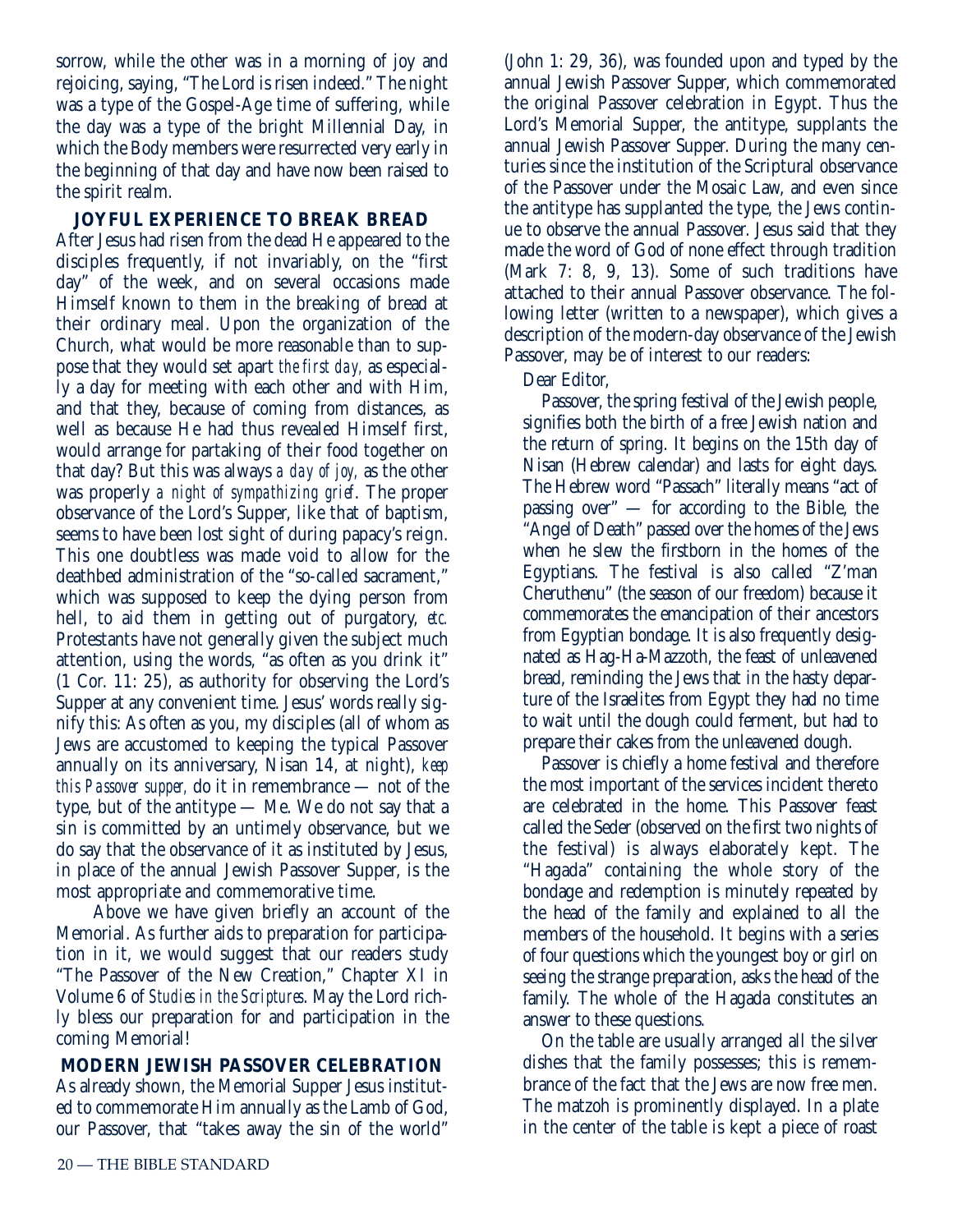sorrow, while the other was in a morning of joy and rejoicing, saying, "The Lord is risen indeed." The night was a type of the Gospel-Age time of suffering, while the day was a type of the bright Millennial Day, in which the Body members were resurrected very early in the beginning of that day and have now been raised to the spirit realm.

### JOYFUL EXPERIENCE TO BREAK BREAD

After Jesus had risen from the dead He appeared to the disciples frequently, if not invariably, on the "first day" of the week, and on several occasions made Himself known to them in the breaking of bread at their ordinary meal. Upon the organization of the Church, what would be more reasonable than to suppose that they would set apart *the first day,* as especially a day for meeting with each other and with Him, and that they, because of coming from distances, as well as because He had thus revealed Himself first, would arrange for partaking of their food together on that day? But this was always *a day of joy,* as the other was properly *a night of sympathizing grief*. The proper observance of the Lord's Supper, like that of baptism, seems to have been lost sight of during papacy's reign. This one doubtless was made void to allow for the deathbed administration of the "so-called sacrament," which was supposed to keep the dying person from hell, to aid them in getting out of purgatory, *etc.* Protestants have not generally given the subject much attention, using the words, "as often as you drink it" (1 Cor. 11: 25), as authority for observing the Lord's Supper at any convenient time. Jesus' words really signify this: As often as you, my disciples (all of whom as Jews are accustomed to keeping the typical Passover annually on its anniversary, Nisan 14, at night), *keep this Passover supper,* do it in remembrance — not of the type, but of the antitype — Me. We do not say that a sin is committed by an untimely observance, but we do say that the observance of it as instituted by Jesus, in place of the annual Jewish Passover Supper, is the most appropriate and commemorative time.

Above we have given briefly an account of the Memorial. As further aids to preparation for participation in it, we would suggest that our readers study "The Passover of the New Creation," Chapter XI in Volume 6 of *Studies in the Scriptures*. May the Lord richly bless our preparation for and participation in the coming Memorial!

### MODERN JEWISH PASSOVER CELEBRATION

As already shown, the Memorial Supper Jesus instituted to commemorate Him annually as the Lamb of God, our Passover, that "takes away the sin of the world" (John 1: 29, 36), was founded upon and typed by the annual Jewish Passover Supper, which commemorated the original Passover celebration in Egypt. Thus the Lord's Memorial Supper, the antitype, supplants the annual Jewish Passover Supper. During the many centuries since the institution of the Scriptural observance of the Passover under the Mosaic Law, and even since the antitype has supplanted the type, the Jews continue to observe the annual Passover. Jesus said that they made the word of God of none effect through tradition (Mark 7: 8, 9, 13). Some of such traditions have attached to their annual Passover observance. The following letter (written to a newspaper), which gives a description of the modern-day observance of the Jewish Passover, may be of interest to our readers:

Dear Editor,

Passover, the spring festival of the Jewish people, signifies both the birth of a free Jewish nation and the return of spring. It begins on the 15th day of Nisan (Hebrew calendar) and lasts for eight days. The Hebrew word "Passach" literally means "act of passing over" — for according to the Bible, the "Angel of Death" passed over the homes of the Jews when he slew the firstborn in the homes of the Egyptians. The festival is also called "Z'man Cheruthenu" (the season of our freedom) because it commemorates the emancipation of their ancestors from Egyptian bondage. It is also frequently designated as Hag-Ha-Mazzoth, the feast of unleavened bread, reminding the Jews that in the hasty departure of the Israelites from Egypt they had no time to wait until the dough could ferment, but had to prepare their cakes from the unleavened dough.

Passover is chiefly a home festival and therefore the most important of the services incident thereto are celebrated in the home. This Passover feast called the Seder (observed on the first two nights of the festival) is always elaborately kept. The "Hagada" containing the whole story of the bondage and redemption is minutely repeated by the head of the family and explained to all the members of the household. It begins with a series of four questions which the youngest boy or girl on seeing the strange preparation, asks the head of the family. The whole of the Hagada constitutes an answer to these questions.

On the table are usually arranged all the silver dishes that the family possesses; this is remembrance of the fact that the Jews are now free men. The matzoh is prominently displayed. In a plate in the center of the table is kept a piece of roast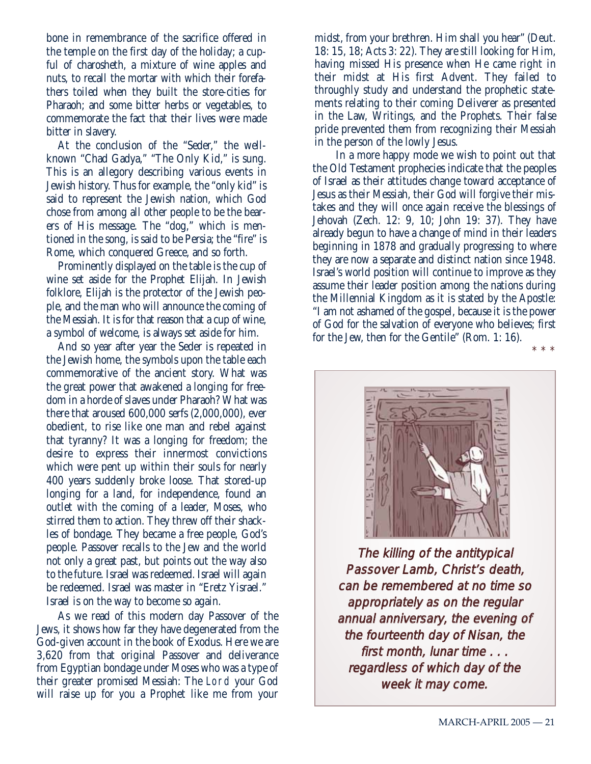bone in remembrance of the sacrifice offered in the temple on the first day of the holiday; a cupful of charosheth, a mixture of wine apples and nuts, to recall the mortar with which their forefathers toiled when they built the store-cities for Pharaoh; and some bitter herbs or vegetables, to commemorate the fact that their lives were made bitter in slavery.

At the conclusion of the "Seder," the well-known "Chad Gadya," "The Only Kid," is sung. This is an allegory describing various events in Jewish history. Thus for example, the "only kid" is said to represent the Jewish nation, which God chose from among all other people to be the bearers of His message. The "dog," which is mentioned in the song, is said to be Persia; the "fire" is Rome, which conquered Greece, and so forth.

Prominently displayed on the table is the cup of wine set aside for the Prophet Elijah. In Jewish folklore, Elijah is the protector of the Jewish people, and the man who will announce the coming of the Messiah. It is for that reason that a cup of wine, a symbol of welcome, is always set aside for him.

And so year after year the Seder is repeated in the Jewish home, the symbols upon the table each commemorative of the ancient story. What was the great power that awakened a longing for freedom in a horde of slaves under Pharaoh? What was there that aroused 600,000 serfs (2,000,000), ever obedient, to rise like one man and rebel against that tyranny? It was a longing for freedom; the desire to express their innermost convictions which were pent up within their souls for nearly 400 years suddenly broke loose. That stored-up longing for a land, for independence, found an outlet with the coming of a leader, Moses, who stirred them to action. They threw off their shackles of bondage. They became a free people, God's people. Passover recalls to the Jew and the world not only a great past, but points out the way also to the future. Israel was redeemed. Israel will again be redeemed. Israel was master in "Eretz Yisrael." Israel is on the way to become so again.

As we read of this modern day Passover of the Jews, it shows how far they have degenerated from the God-given account in the book of Exodus. Here we are 3,620 from that original Passover and deliverance from Egyptian bondage under Moses who was a type of their greater promised Messiah: The Lord your God will raise up for you a Prophet like me from your midst, from your brethren. Him shall you hear" (Deut. 18: 15, 18; Acts 3: 22). They are still looking for Him, having missed His presence when He came right in their midst at His first Advent. They failed to throughly study and understand the prophetic statements relating to their coming Deliverer as presented in the Law, Writings, and the Prophets. Their false pride prevented them from recognizing their Messiah in the person of the lowly Jesus.

In a more happy mode we wish to point out that the Old Testament prophecies indicate that the peoples of Israel as their attitudes change toward acceptance of Jesus as their Messiah, their God will forgive their mistakes and they will once again receive the blessings of Jehovah (Zech. 12: 9, 10; John 19: 37). They have already begun to have a change of mind in their leaders beginning in 1878 and gradually progressing to where they are now a separate and distinct nation since 1948. Israel's world position will continue to improve as they assume their leader position among the nations during the Millennial Kingdom as it is stated by the Apostle: "I am not ashamed of the gospel, because it is the power of God for the salvation of everyone who believes; first for the Jew, then for the Gentile" (Rom. 1: 16).

\* \* \*

*The killing of the antitypical Passover Lamb, Christ's death, can be remembered at no time so appropriately as on the regular annual anniversary, the evening of the fourteenth day of Nisan, the first month, lunar time . . . regardless of which day of the week it may come.*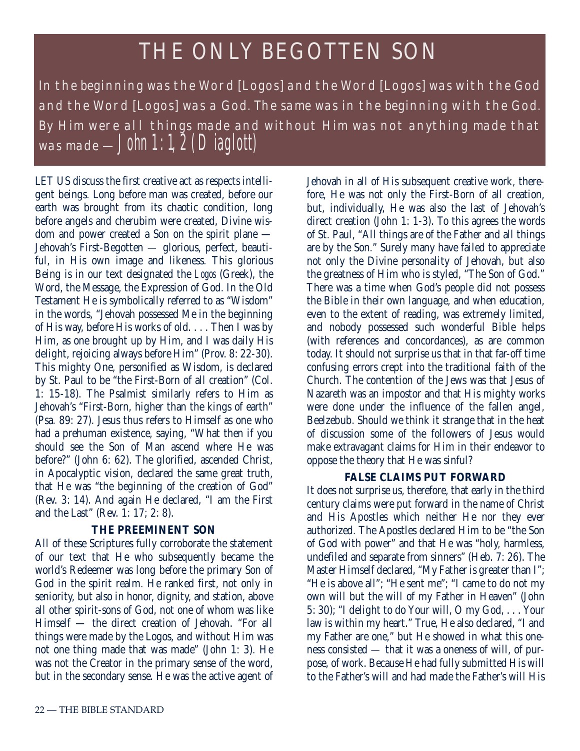# THE ONLY BEGOTTEN SON

In the beginning was the Word [Logos] and the Word [Logos] was with the God and the Word [Logos] was a God. The same was in the beginning with the God. By Him were all things made and without Him was not anything made that was made — *John 1: 1, 2 (Diaglott)*

LET US discuss the first creative act as respects intelligent beings. Long before man was created, before our earth was brought from its chaotic condition, long before angels and cherubim were created, Divine wisdom and power created a Son on the spirit plane — Jehovah's First-Begotten — glorious, perfect, beautiful, in His own image and likeness. This glorious Being is in our text designated the *Logos* (Greek), the Word, the Message, the Expression of God. In the Old Testament He is symbolically referred to as "Wisdom" in the words, "Jehovah possessed Me in the beginning of His way, before His works of old. . . . Then I was by Him, as one brought up by Him, and I was daily His delight, rejoicing always before Him" (Prov. 8: 22-30). This mighty One, personified as Wisdom, is declared by St. Paul to be "the First-Born of all creation" (Col. 1: 15-18). The Psalmist similarly refers to Him as Jehovah's "First-Born, higher than the kings of earth" (Psa. 89: 27). Jesus thus refers to Himself as one who had a prehuman existence, saying, "What then if you should see the Son of Man ascend where He was before?" (John 6: 62). The glorified, ascended Christ, in Apocalyptic vision, declared the same great truth, that He was "the beginning of the creation of God" (Rev. 3: 14). And again He declared, "I am the First and the Last" (Rev. 1: 17; 2: 8).

### THE PREEMINENT SON

All of these Scriptures fully corroborate the statement of our text that He who subsequently became the world's Redeemer was long before the primary Son of God in the spirit realm. He ranked first, not only in seniority, but also in honor, dignity, and station, above all other spirit-sons of God, not one of whom was like Himself — the direct creation of Jehovah. "For all things were made by the Logos, and without Him was not one thing made that was made" (John 1: 3). He was not the Creator in the primary sense of the word, but in the secondary sense. He was the active agent of Jehovah in all of His subsequent creative work, therefore, He was not only the First-Born of all creation, but, individually, He was also the last of Jehovah's direct creation (John 1: 1-3). To this agrees the words of St. Paul, "All things are of the Father and all things are by the Son." Surely many have failed to appreciate not only the Divine personality of Jehovah, but also the greatness of Him who is styled, "The Son of God." There was a time when God's people did not possess the Bible in their own language, and when education, even to the extent of reading, was extremely limited, and nobody possessed such wonderful Bible helps (with references and concordances), as are common today. It should not surprise us that in that far-off time confusing errors crept into the traditional faith of the Church. The contention of the Jews was that Jesus of Nazareth was an impostor and that His mighty works were done under the influence of the fallen angel, Beelzebub. Should we think it strange that in the heat of discussion some of the followers of Jesus would make extravagant claims for Him in their endeavor to oppose the theory that He was sinful?

### FALSE CLAIMS PUT FORWARD

It does not surprise us, therefore, that early in the third century claims were put forward in the name of Christ and His Apostles which neither He nor they ever authorized. The Apostles declared Him to be "the Son of God with power" and that He was "holy, harmless, undefiled and separate from sinners" (Heb. 7: 26). The Master Himself declared, "My Father is greater than I"; "He is above all"; "He sent me"; "I came to do not my own will but the will of my Father in Heaven" (John 5: 30); "I delight to do Your will, O my God, . . . Your law is within my heart." True, He also declared, "I and my Father are one," but He showed in what this oneness consisted — that it was a oneness of will, of purpose, of work. Because He had fully submitted His will to the Father's will and had made the Father's will His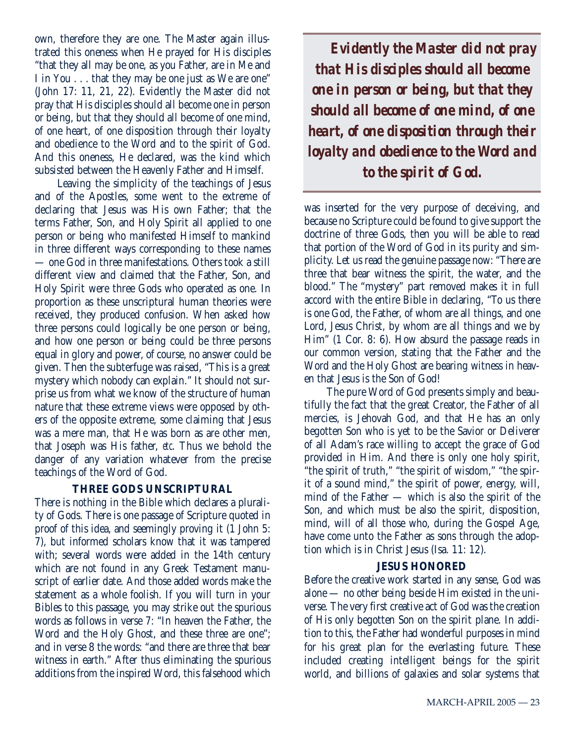own, therefore they are one. The Master again illustrated this oneness when He prayed for His disciples "that they all may be one, as you Father, are in Me and I in You . . . that they may be one just as We are one" (John 17: 11, 21, 22). Evidently the Master did not pray that His disciples should all become one in person or being, but that they should all become of one mind, of one heart, of one disposition through their loyalty and obedience to the Word and to the spirit of God. And this oneness, He declared, was the kind which subsisted between the Heavenly Father and Himself.

Leaving the simplicity of the teachings of Jesus and of the Apostles, some went to the extreme of declaring that Jesus was His own Father; that the terms Father, Son, and Holy Spirit all applied to one person or being who manifested Himself to mankind in three different ways corresponding to these names — one God in three manifestations. Others took a still different view and claimed that the Father, Son, and Holy Spirit were three Gods who operated as one. In proportion as these unscriptural human theories were received, they produced confusion. When asked how three persons could logically be one person or being, and how one person or being could be three persons equal in glory and power, of course, no answer could be given. Then the subterfuge was raised, "This is a great mystery which nobody can explain." It should not surprise us from what we know of the structure of human nature that these extreme views were opposed by others of the opposite extreme, some claiming that Jesus was a mere man, that He was born as are other men, that Joseph was His father, *etc.* Thus we behold the danger of any variation whatever from the precise teachings of the Word of God.

### THREE GODS UNSCRIPTURAL

There is nothing in the Bible which declares a plurality of Gods. There is one passage of Scripture quoted in proof of this idea, and seemingly proving it (1 John 5: 7), but informed scholars know that it was tampered with; several words were added in the 14th century which are not found in any Greek Testament manuscript of earlier date. And those added words make the statement as a whole foolish. If you will turn in your Bibles to this passage, you may strike out the spurious words as follows in verse 7: "In heaven the Father, the Word and the Holy Ghost, and these three are one"; and in verse 8 the words: "and there are three that bear witness in earth." After thus eliminating the spurious additions from the inspired Word, this falsehood which was inserted for the very purpose of deceiving, and because no Scripture could be found to give support the doctrine of three Gods, then you will be able to read that portion of the Word of God in its purity and simplicity. Let us read the genuine passage now: "There are three that bear witness the spirit, the water, and the blood." The "mystery" part removed makes it in full accord with the entire Bible in declaring, "To us there is one God, the Father, of whom are all things, and one Lord, Jesus Christ, by whom are all things and we by Him" (1 Cor. 8: 6). How absurd the passage reads in our common version, stating that the Father and the Word and the Holy Ghost are bearing witness in heaven that Jesus is the Son of God!

The pure Word of God presents simply and beautifully the fact that the great Creator, the Father of all mercies, is Jehovah God, and that He has an only begotten Son who is yet to be the Savior or Deliverer of all Adam's race willing to accept the grace of God provided in Him. And there is only one holy spirit, "the spirit of truth," "the spirit of wisdom," "the spirit of a sound mind," the spirit of power, energy, will, mind of the Father — which is also the spirit of the Son, and which must be also the spirit, disposition, mind, will of all those who, during the Gospel Age, have come unto the Father as sons through the adoption which is in Christ Jesus (Isa. 11: 12).

### JESUS HONORED

Before the creative work started in any sense, God was alone — no other being beside Him existed in the universe. The very first creative act of God was the creation of His only begotten Son on the spirit plane. In addition to this, the Father had wonderful purposes in mind for his great plan for the everlasting future. These included creating intelligent beings for the spirit world, and billions of galaxies and solar systems that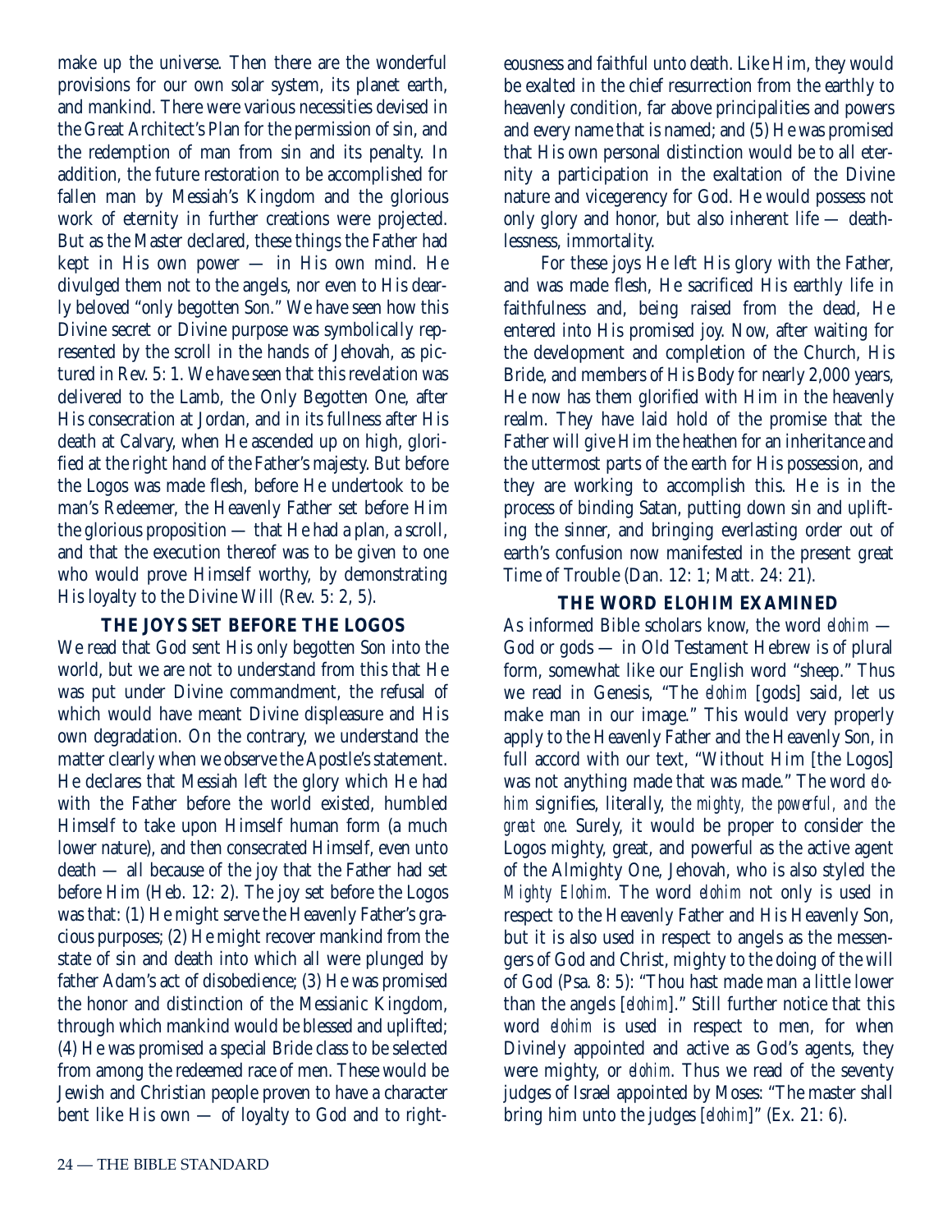make up the universe. Then there are the wonderful provisions for our own solar system, its planet earth, and mankind. There were various necessities devised in the Great Architect's Plan for the permission of sin, and the redemption of man from sin and its penalty. In addition, the future restoration to be accomplished for fallen man by Messiah's Kingdom and the glorious work of eternity in further creations were projected. But as the Master declared, these things the Father had kept in His own power — in His own mind. He divulged them not to the angels, nor even to His dearly beloved "only begotten Son." We have seen how this Divine secret or Divine purpose was symbolically represented by the scroll in the hands of Jehovah, as pictured in Rev. 5: 1. We have seen that this revelation was delivered to the Lamb, the Only Begotten One, after His consecration at Jordan, and in its fullness after His death at Calvary, when He ascended up on high, glorified at the right hand of the Father's majesty. But before the Logos was made flesh, before He undertook to be man's Redeemer, the Heavenly Father set before Him the glorious proposition — that He had a plan, a scroll, and that the execution thereof was to be given to one who would prove Himself worthy, by demonstrating His loyalty to the Divine Will (Rev. 5: 2, 5).

### THE JOYS SET BEFORE THE LOGOS

We read that God sent His only begotten Son into the world, but we are not to understand from this that He was put under Divine commandment, the refusal of which would have meant Divine displeasure and His own degradation. On the contrary, we understand the matter clearly when we observe the Apostle's statement. He declares that Messiah left the glory which He had with the Father before the world existed, humbled Himself to take upon Himself human form (a much lower nature), and then consecrated Himself, even unto death — all because of the joy that the Father had set before Him (Heb. 12: 2). The joy set before the Logos was that: (1) He might serve the Heavenly Father's gracious purposes; (2) He might recover mankind from the state of sin and death into which all were plunged by father Adam's act of disobedience; (3) He was promised the honor and distinction of the Messianic Kingdom, through which mankind would be blessed and uplifted; (4) He was promised a special Bride class to be selected from among the redeemed race of men. These would be Jewish and Christian people proven to have a character bent like His own — of loyalty to God and to righteousness and faithful unto death. Like Him, they would be exalted in the chief resurrection from the earthly to heavenly condition, far above principalities and powers and every name that is named; and (5) He was promised that His own personal distinction would be to all eternity a participation in the exaltation of the Divine nature and vicegerency for God. He would possess not only glory and honor, but also inherent life — deathlessness, immortality.

For these joys He left His glory with the Father, and was made flesh, He sacrificed His earthly life in faithfulness and, being raised from the dead, He entered into His promised joy. Now, after waiting for the development and completion of the Church, His Bride, and members of His Body for nearly 2,000 years, He now has them glorified with Him in the heavenly realm. They have laid hold of the promise that the Father will give Him the heathen for an inheritance and the uttermost parts of the earth for His possession, and they are working to accomplish this. He is in the process of binding Satan, putting down sin and uplifting the sinner, and bringing everlasting order out of earth's confusion now manifested in the present great Time of Trouble (Dan. 12: 1; Matt. 24: 21).

### THE WORD ELOHIM EXAMINED

As informed Bible scholars know, the word *elohim* — God or gods — in Old Testament Hebrew is of plural form, somewhat like our English word "sheep." Thus we read in Genesis, "The *elohim* [gods] said, let us make man in our image." This would very properly apply to the Heavenly Father and the Heavenly Son, in full accord with our text, "Without Him [the Logos] was not anything made that was made." The word *elohim* signifies, literally, *the mighty, the powerful, and the great one*. Surely, it would be proper to consider the Logos mighty, great, and powerful as the active agent of the Almighty One, Jehovah, who is also styled the *Mighty Elohim*. The word *elohim* not only is used in respect to the Heavenly Father and His Heavenly Son, but it is also used in respect to angels as the messengers of God and Christ, mighty to the doing of the will of God (Psa. 8: 5): "Thou hast made man a little lower than the angels [*elohim*]." Still further notice that this word *elohim* is used in respect to men, for when Divinely appointed and active as God's agents, they were mighty, or *elohim*. Thus we read of the seventy judges of Israel appointed by Moses: "The master shall bring him unto the judges [*elohim*]" (Ex. 21: 6).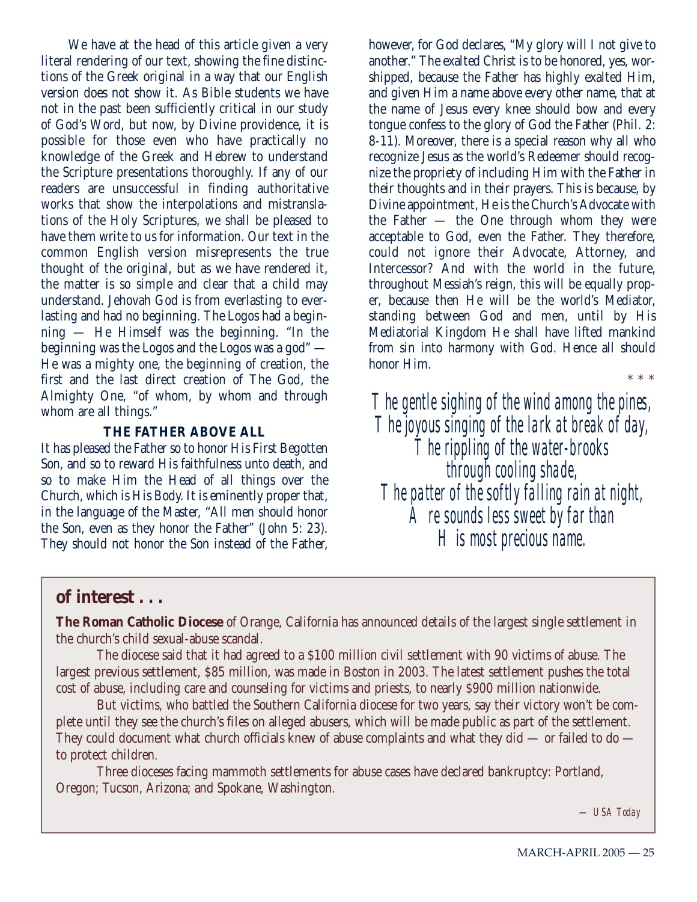We have at the head of this article given a very literal rendering of our text, showing the fine distinctions of the Greek original in a way that our English version does not show it. As Bible students we have not in the past been sufficiently critical in our study of God's Word, but now, by Divine providence, it is possible for those even who have practically no knowledge of the Greek and Hebrew to understand the Scripture presentations thoroughly. If any of our readers are unsuccessful in finding authoritative works that show the interpolations and mistranslations of the Holy Scriptures, we shall be pleased to have them write to us for information. Our text in the common English version misrepresents the true thought of the original, but as we have rendered it, the matter is so simple and clear that a child may understand. Jehovah God is from everlasting to everlasting and had no beginning. The Logos had a beginning — He Himself was the beginning. "In the beginning was the Logos and the Logos was a god" — He was a mighty one, the beginning of creation, the first and the last direct creation of The God, the Almighty One, "of whom, by whom and through whom are all things."

### THE FATHER ABOVE ALL

It has pleased the Father so to honor His First Begotten Son, and so to reward His faithfulness unto death, and so to make Him the Head of all things over the Church, which is His Body. It is eminently proper that, in the language of the Master, "All men should honor the Son, even as they honor the Father" (John 5: 23). They should not honor the Son instead of the Father, however, for God declares, "My glory will I not give to another." The exalted Christ is to be honored, yes, worshipped, because the Father has highly exalted Him, and given Him a name above every other name, that at the name of Jesus every knee should bow and every tongue confess to the glory of God the Father (Phil. 2: 8-11). Moreover, there is a special reason why all who recognize Jesus as the world's Redeemer should recognize the propriety of including Him with the Father in their thoughts and in their prayers. This is because, by Divine appointment, He is the Church's Advocate with the Father — the One through whom they were acceptable to God, even the Father. They therefore, could not ignore their Advocate, Attorney, and Intercessor? And with the world in the future, throughout Messiah's reign, this will be equally proper, because then He will be the world's Mediator, standing between God and men, until by His Mediatorial Kingdom He shall have lifted mankind from sin into harmony with God. Hence all should honor Him.

\* \* \*

*The gentle sighing of the wind among the pines,*
*The joyous singing of the lark at break of day,*
*The rippling of the water-brooks*
*through cooling shade,*
*The patter of the softly falling rain at night,*
*Are sounds less sweet by far than*
*His most precious name.*

## of interest . . .

**The Roman Catholic Diocese** of Orange, California has announced details of the largest single settlement in the church's child sexual-abuse scandal.

The diocese said that it had agreed to a $100 million civil settlement with 90 victims of abuse. The largest previous settlement, $85 million, was made in Boston in 2003. The latest settlement pushes the total cost of abuse, including care and counseling for victims and priests, to nearly $900 million nationwide.

But victims, who battled the Southern California diocese for two years, say their victory won't be complete until they see the church's files on alleged abusers, which will be made public as part of the settlement. They could document what church officials knew of abuse complaints and what they did — or failed to do — to protect children.

Three dioceses facing mammoth settlements for abuse cases have declared bankruptcy: Portland, Oregon; Tucson, Arizona; and Spokane, Washington.

*— USA Today*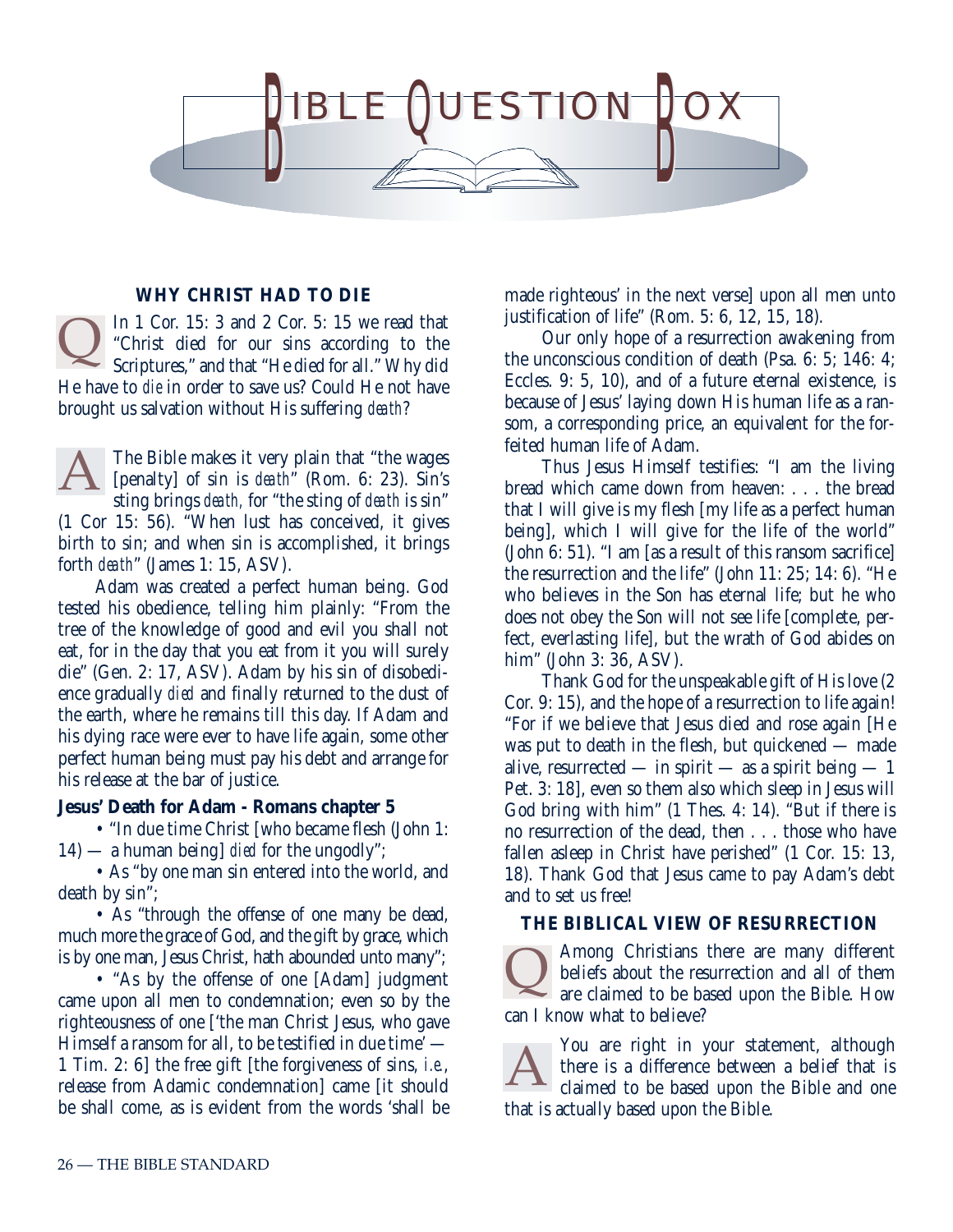# BIBLE QUESTION BOX

### WHY CHRIST HAD TO DIE

**Q** In 1 Cor. 15: 3 and 2 Cor. 5: 15 we read that "Christ died for our sins according to the Scriptures," and that "He died for all." Why did He have to *die* in order to save us? Could He not have brought us salvation without His suffering *death*?

**A** The Bible makes it very plain that "the wages [penalty] of sin is *death*" (Rom. 6: 23). Sin's sting brings *death*, for "the sting of *death* is sin" (1 Cor 15: 56). "When lust has conceived, it gives birth to sin; and when sin is accomplished, it brings forth *death*" (James 1: 15, ASV).

Adam was created a perfect human being. God tested his obedience, telling him plainly: "From the tree of the knowledge of good and evil you shall not eat, for in the day that you eat from it you will surely die" (Gen. 2: 17, ASV). Adam by his sin of disobedience gradually *died* and finally returned to the dust of the earth, where he remains till this day. If Adam and his dying race were ever to have life again, some other perfect human being must pay his debt and arrange for his release at the bar of justice.

**Jesus' Death for Adam - Romans chapter 5**

- "In due time Christ [who became flesh (John 1: 14) — a human being] *died* for the ungodly";
- As "by one man sin entered into the world, and death by sin";
- As "through the offense of one many be dead, much more the grace of God, and the gift by grace, which is by one man, Jesus Christ, hath abounded unto many";
- "As by the offense of one [Adam] judgment came upon all men to condemnation; even so by the righteousness of one ['the man Christ Jesus, who gave Himself a ransom for all, to be testified in due time' — 1 Tim. 2: 6] the free gift [the forgiveness of sins, *i.e.*, release from Adamic condemnation] came [it should be shall come, as is evident from the words 'shall be made righteous' in the next verse] upon all men unto justification of life" (Rom. 5: 6, 12, 15, 18).

Our only hope of a resurrection awakening from the unconscious condition of death (Psa. 6: 5; 146: 4; Eccles. 9: 5, 10), and of a future eternal existence, is because of Jesus' laying down His human life as a ransom, a corresponding price, an equivalent for the forfeited human life of Adam.

Thus Jesus Himself testifies: "I am the living bread which came down from heaven: . . . the bread that I will give is my flesh [my life as a perfect human being], which I will give for the life of the world" (John 6: 51). "I am [as a result of this ransom sacrifice] the resurrection and the life" (John 11: 25; 14: 6). "He who believes in the Son has eternal life; but he who does not obey the Son will not see life [complete, perfect, everlasting life], but the wrath of God abides on him" (John 3: 36, ASV).

Thank God for the unspeakable gift of His love (2 Cor. 9: 15), and the hope of a resurrection to life again! "For if we believe that Jesus died and rose again [He was put to death in the flesh, but quickened — made alive, resurrected — in spirit — as a spirit being — 1 Pet. 3: 18], even so them also which sleep in Jesus will God bring with him" (1 Thes. 4: 14). "But if there is no resurrection of the dead, then . . . those who have fallen asleep in Christ have perished" (1 Cor. 15: 13, 18). Thank God that Jesus came to pay Adam's debt and to set us free!

### THE BIBLICAL VIEW OF RESURRECTION

**Q** Among Christians there are many different beliefs about the resurrection and all of them are claimed to be based upon the Bible. How can I know what to believe?

**A** You are right in your statement, although there is a difference between a belief that is claimed to be based upon the Bible and one that is actually based upon the Bible.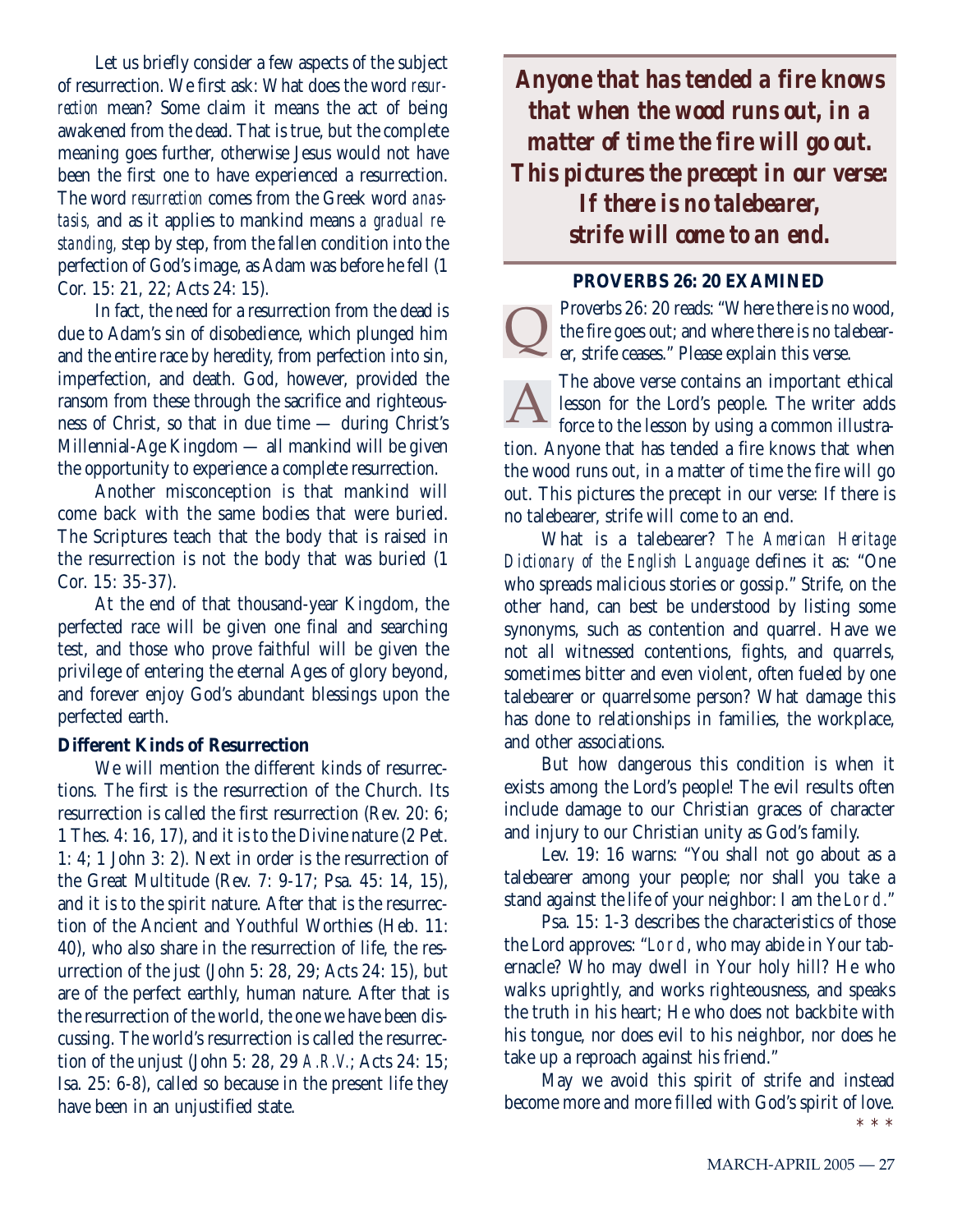Let us briefly consider a few aspects of the subject of resurrection. We first ask: What does the word *resurrection* mean? Some claim it means the act of being awakened from the dead. That is true, but the complete meaning goes further, otherwise Jesus would not have been the first one to have experienced a resurrection. The word *resurrection* comes from the Greek word *anastasis,* and as it applies to mankind means *a gradual restanding,* step by step, from the fallen condition into the perfection of God's image, as Adam was before he fell (1 Cor. 15: 21, 22; Acts 24: 15).

In fact, the need for a resurrection from the dead is due to Adam's sin of disobedience, which plunged him and the entire race by heredity, from perfection into sin, imperfection, and death. God, however, provided the ransom from these through the sacrifice and righteousness of Christ, so that in due time — during Christ's Millennial-Age Kingdom — all mankind will be given the opportunity to experience a complete resurrection.

Another misconception is that mankind will come back with the same bodies that were buried. The Scriptures teach that the body that is raised in the resurrection is not the body that was buried (1 Cor. 15: 35-37).

At the end of that thousand-year Kingdom, the perfected race will be given one final and searching test, and those who prove faithful will be given the privilege of entering the eternal Ages of glory beyond, and forever enjoy God's abundant blessings upon the perfected earth.

**Different Kinds of Resurrection**

We will mention the different kinds of resurrections. The first is the resurrection of the Church. Its resurrection is called the first resurrection (Rev. 20: 6; 1 Thes. 4: 16, 17), and it is to the Divine nature (2 Pet. 1: 4; 1 John 3: 2). Next in order is the resurrection of the Great Multitude (Rev. 7: 9-17; Psa. 45: 14, 15), and it is to the spirit nature. After that is the resurrection of the Ancient and Youthful Worthies (Heb. 11: 40), who also share in the resurrection of life, the resurrection of the just (John 5: 28, 29; Acts 24: 15), but are of the perfect earthly, human nature. After that is the resurrection of the world, the one we have been discussing. The world's resurrection is called the resurrection of the unjust (John 5: 28, 29 *A.R.V.*; Acts 24: 15; Isa. 25: 6-8), called so because in the present life they have been in an unjustified state.

***Anyone that has tended a fire knows that when the wood runs out, in a matter of time the fire will go out. This pictures the precept in our verse: If there is no talebearer, strife will come to an end.***

## PROVERBS 26: 20 EXAMINED

**Q** Proverbs 26: 20 reads: "Where there is no wood, the fire goes out; and where there is no talebearer, strife ceases." Please explain this verse.

**A** The above verse contains an important ethical lesson for the Lord's people. The writer adds force to the lesson by using a common illustration. Anyone that has tended a fire knows that when the wood runs out, in a matter of time the fire will go out. This pictures the precept in our verse: If there is no talebearer, strife will come to an end.

What is a talebearer? *The American Heritage Dictionary of the English Language* defines it as: "One who spreads malicious stories or gossip." Strife, on the other hand, can best be understood by listing some synonyms, such as contention and quarrel. Have we not all witnessed contentions, fights, and quarrels, sometimes bitter and even violent, often fueled by one talebearer or quarrelsome person? What damage this has done to relationships in families, the workplace, and other associations.

But how dangerous this condition is when it exists among the Lord's people! The evil results often include damage to our Christian graces of character and injury to our Christian unity as God's family.

Lev. 19: 16 warns: "You shall not go about as a talebearer among your people; nor shall you take a stand against the life of your neighbor: I am the LORD."

Psa. 15: 1-3 describes the characteristics of those the Lord approves: "LORD, who may abide in Your tabernacle? Who may dwell in Your holy hill? He who walks uprightly, and works righteousness, and speaks the truth in his heart; He who does not backbite with his tongue, nor does evil to his neighbor, nor does he take up a reproach against his friend."

May we avoid this spirit of strife and instead become more and more filled with God's spirit of love.

\* \* \*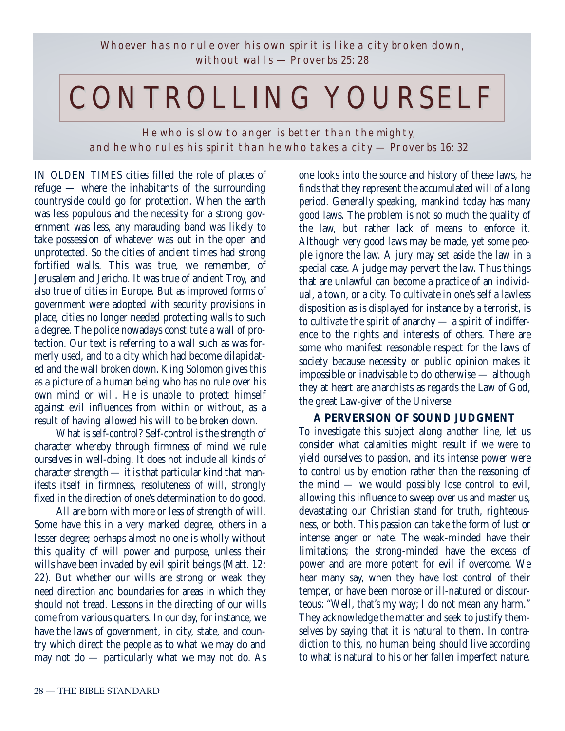*Whoever has no rule over his own spirit is like a city broken down, without walls — Proverbs 25:28*

# CONTROLLING YOURSELF

*He who is slow to anger is better than the mighty, and he who rules his spirit than he who takes a city — Proverbs 16:32*

IN OLDEN TIMES cities filled the role of places of refuge — where the inhabitants of the surrounding countryside could go for protection. When the earth was less populous and the necessity for a strong government was less, any marauding band was likely to take possession of whatever was out in the open and unprotected. So the cities of ancient times had strong fortified walls. This was true, we remember, of Jerusalem and Jericho. It was true of ancient Troy, and also true of cities in Europe. But as improved forms of government were adopted with security provisions in place, cities no longer needed protecting walls to such a degree. The police nowadays constitute a wall of protection. Our text is referring to a wall such as was formerly used, and to a city which had become dilapidated and the wall broken down. King Solomon gives this as a picture of a human being who has no rule over his own mind or will. He is unable to protect himself against evil influences from within or without, as a result of having allowed his will to be broken down.

What is self-control? Self-control is the strength of character whereby through firmness of mind we rule ourselves in well-doing. It does not include all kinds of character strength — it is that particular kind that manifests itself in firmness, resoluteness of will, strongly fixed in the direction of one's determination to do good.

All are born with more or less of strength of will. Some have this in a very marked degree, others in a lesser degree; perhaps almost no one is wholly without this quality of will power and purpose, unless their wills have been invaded by evil spirit beings (Matt. 12: 22). But whether our wills are strong or weak they need direction and boundaries for areas in which they should not tread. Lessons in the directing of our wills come from various quarters. In our day, for instance, we have the laws of government, in city, state, and country which direct the people as to what we may do and may not do — particularly what we may not do. As one looks into the source and history of these laws, he finds that they represent the accumulated will of a long period. Generally speaking, mankind today has many good laws. The problem is not so much the quality of the law, but rather lack of means to enforce it. Although very good laws may be made, yet some people ignore the law. A jury may set aside the law in a special case. A judge may pervert the law. Thus things that are unlawful can become a practice of an individual, a town, or a city. To cultivate in one's self a lawless disposition as is displayed for instance by a terrorist, is to cultivate the spirit of anarchy — a spirit of indifference to the rights and interests of others. There are some who manifest reasonable respect for the laws of society because necessity or public opinion makes it impossible or inadvisable to do otherwise — although they at heart are anarchists as regards the Law of God, the great Law-giver of the Universe.

**A PERVERSION OF SOUND JUDGMENT**

To investigate this subject along another line, let us consider what calamities might result if we were to yield ourselves to passion, and its intense power were to control us by emotion rather than the reasoning of the mind — we would possibly lose control to evil, allowing this influence to sweep over us and master us, devastating our Christian stand for truth, righteousness, or both. This passion can take the form of lust or intense anger or hate. The weak-minded have their limitations; the strong-minded have the excess of power and are more potent for evil if overcome. We hear many say, when they have lost control of their temper, or have been morose or ill-natured or discourteous: "Well, that's my way; I do not mean any harm." They acknowledge the matter and seek to justify themselves by saying that it is natural to them. In contradiction to this, no human being should live according to what is natural to his or her fallen imperfect nature.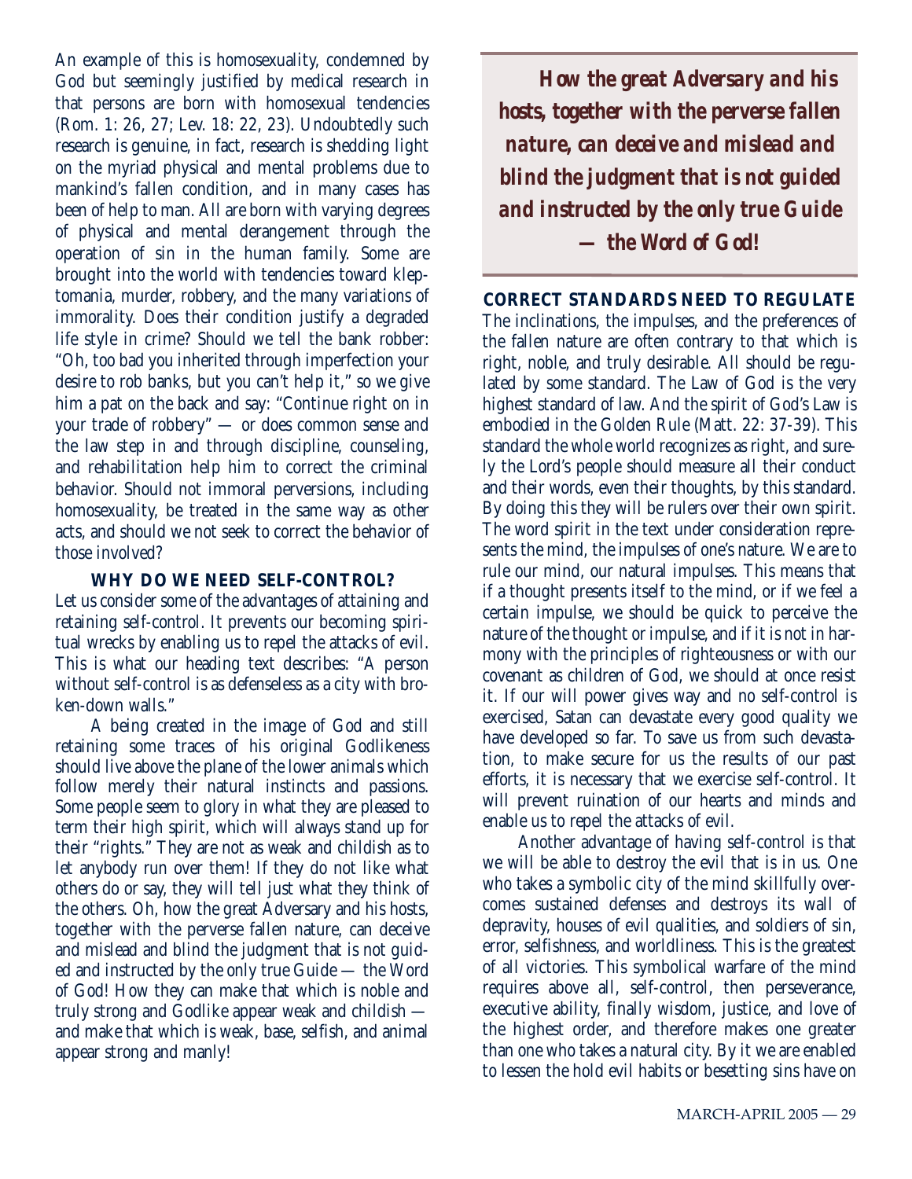An example of this is homosexuality, condemned by God but seemingly justified by medical research in that persons are born with homosexual tendencies (Rom. 1: 26, 27; Lev. 18: 22, 23). Undoubtedly such research is genuine, in fact, research is shedding light on the myriad physical and mental problems due to mankind's fallen condition, and in many cases has been of help to man. All are born with varying degrees of physical and mental derangement through the operation of sin in the human family. Some are brought into the world with tendencies toward kleptomania, murder, robbery, and the many variations of immorality. Does their condition justify a degraded life style in crime? Should we tell the bank robber: "Oh, too bad you inherited through imperfection your desire to rob banks, but you can't help it," so we give him a pat on the back and say: "Continue right on in your trade of robbery" — or does common sense and the law step in and through discipline, counseling, and rehabilitation help him to correct the criminal behavior. Should not immoral perversions, including homosexuality, be treated in the same way as other acts, and should we not seek to correct the behavior of those involved?

### WHY DO WE NEED SELF-CONTROL?

Let us consider some of the advantages of attaining and retaining self-control. It prevents our becoming spiritual wrecks by enabling us to repel the attacks of evil. This is what our heading text describes: "A person without self-control is as defenseless as a city with broken-down walls."

A being created in the image of God and still retaining some traces of his original Godlikeness should live above the plane of the lower animals which follow merely their natural instincts and passions. Some people seem to glory in what they are pleased to term their high spirit, which will always stand up for their "rights." They are not as weak and childish as to let anybody run over them! If they do not like what others do or say, they will tell just what they think of the others. Oh, how the great Adversary and his hosts, together with the perverse fallen nature, can deceive and mislead and blind the judgment that is not guided and instructed by the only true Guide — the Word of God! How they can make that which is noble and truly strong and Godlike appear weak and childish — and make that which is weak, base, selfish, and animal appear strong and manly!

> ***How the great Adversary and his hosts, together with the perverse fallen nature, can deceive and mislead and blind the judgment that is not guided and instructed by the only true Guide — the Word of God!***

### CORRECT STANDARDS NEED TO REGULATE

The inclinations, the impulses, and the preferences of the fallen nature are often contrary to that which is right, noble, and truly desirable. All should be regulated by some standard. The Law of God is the very highest standard of law. And the spirit of God's Law is embodied in the Golden Rule (Matt. 22: 37-39). This standard the whole world recognizes as right, and surely the Lord's people should measure all their conduct and their words, even their thoughts, by this standard. By doing this they will be rulers over their own spirit. The word spirit in the text under consideration represents the mind, the impulses of one's nature. We are to rule our mind, our natural impulses. This means that if a thought presents itself to the mind, or if we feel a certain impulse, we should be quick to perceive the nature of the thought or impulse, and if it is not in harmony with the principles of righteousness or with our covenant as children of God, we should at once resist it. If our will power gives way and no self-control is exercised, Satan can devastate every good quality we have developed so far. To save us from such devastation, to make secure for us the results of our past efforts, it is necessary that we exercise self-control. It will prevent ruination of our hearts and minds and enable us to repel the attacks of evil.

Another advantage of having self-control is that we will be able to destroy the evil that is in us. One who takes a symbolic city of the mind skillfully overcomes sustained defenses and destroys its wall of depravity, houses of evil qualities, and soldiers of sin, error, selfishness, and worldliness. This is the greatest of all victories. This symbolical warfare of the mind requires above all, self-control, then perseverance, executive ability, finally wisdom, justice, and love of the highest order, and therefore makes one greater than one who takes a natural city. By it we are enabled to lessen the hold evil habits or besetting sins have on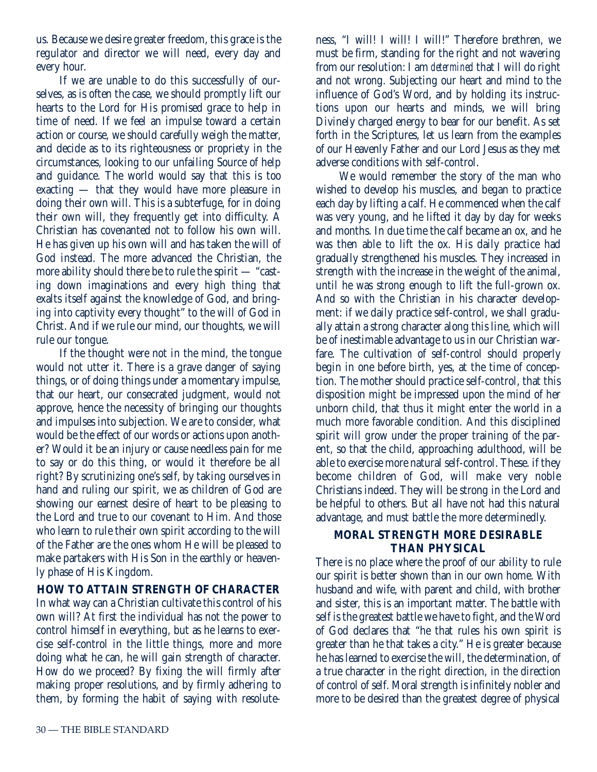us. Because we desire greater freedom, this grace is the regulator and director we will need, every day and every hour.

If we are unable to do this successfully of ourselves, as is often the case, we should promptly lift our hearts to the Lord for His promised grace to help in time of need. If we feel an impulse toward a certain action or course, we should carefully weigh the matter, and decide as to its righteousness or propriety in the circumstances, looking to our unfailing Source of help and guidance. The world would say that this is too exacting — that they would have more pleasure in doing their own will. This is a subterfuge, for in doing their own will, they frequently get into difficulty. A Christian has covenanted not to follow his own will. He has given up his own will and has taken the will of God instead. The more advanced the Christian, the more ability should there be to rule the spirit — "casting down imaginations and every high thing that exalts itself against the knowledge of God, and bringing into captivity every thought" to the will of God in Christ. And if we rule our mind, our thoughts, we will rule our tongue.

If the thought were not in the mind, the tongue would not utter it. There is a grave danger of saying things, or of doing things under a momentary impulse, that our heart, our consecrated judgment, would not approve, hence the necessity of bringing our thoughts and impulses into subjection. We are to consider, what would be the effect of our words or actions upon another? Would it be an injury or cause needless pain for me to say or do this thing, or would it therefore be all right? By scrutinizing one's self, by taking ourselves in hand and ruling our spirit, we as children of God are showing our earnest desire of heart to be pleasing to the Lord and true to our covenant to Him. And those who learn to rule their own spirit according to the will of the Father are the ones whom He will be pleased to make partakers with His Son in the earthly or heavenly phase of His Kingdom.

## HOW TO ATTAIN STRENGTH OF CHARACTER

In what way can a Christian cultivate this control of his own will? At first the individual has not the power to control himself in everything, but as he learns to exercise self-control in the little things, more and more doing what he can, he will gain strength of character. How do we proceed? By fixing the will firmly after making proper resolutions, and by firmly adhering to them, by forming the habit of saying with resoluteness, "I will! I will! I will!" Therefore brethren, we must be firm, standing for the right and not wavering from our resolution: I am *determined* that I will do right and not wrong. Subjecting our heart and mind to the influence of God's Word, and by holding its instructions upon our hearts and minds, we will bring Divinely charged energy to bear for our benefit. As set forth in the Scriptures, let us learn from the examples of our Heavenly Father and our Lord Jesus as they met adverse conditions with self-control.

We would remember the story of the man who wished to develop his muscles, and began to practice each day by lifting a calf. He commenced when the calf was very young, and he lifted it day by day for weeks and months. In due time the calf became an ox, and he was then able to lift the ox. His daily practice had gradually strengthened his muscles. They increased in strength with the increase in the weight of the animal, until he was strong enough to lift the full-grown ox. And so with the Christian in his character development: if we daily practice self-control, we shall gradually attain a strong character along this line, which will be of inestimable advantage to us in our Christian warfare. The cultivation of self-control should properly begin in one before birth, yes, at the time of conception. The mother should practice self-control, that this disposition might be impressed upon the mind of her unborn child, that thus it might enter the world in a much more favorable condition. And this disciplined spirit will grow under the proper training of the parent, so that the child, approaching adulthood, will be able to exercise more natural self-control. These. if they become children of God, will make very noble Christians indeed. They will be strong in the Lord and be helpful to others. But all have not had this natural advantage, and must battle the more determinedly.

## MORAL STRENGTH MORE DESIRABLE THAN PHYSICAL

There is no place where the proof of our ability to rule our spirit is better shown than in our own home. With husband and wife, with parent and child, with brother and sister, this is an important matter. The battle with self is the greatest battle we have to fight, and the Word of God declares that "he that rules his own spirit is greater than he that takes a city." He is greater because he has learned to exercise the will, the determination, of a true character in the right direction, in the direction of control of self. Moral strength is infinitely nobler and more to be desired than the greatest degree of physical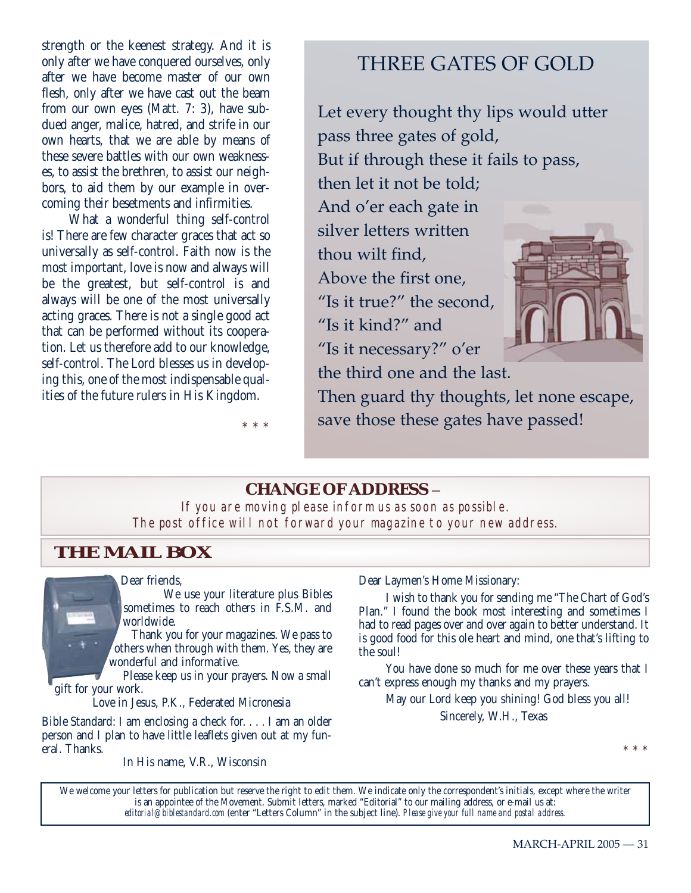strength or the keenest strategy. And it is only after we have conquered ourselves, only after we have become master of our own flesh, only after we have cast out the beam from our own eyes (Matt. 7: 3), have subdued anger, malice, hatred, and strife in our own hearts, that we are able by means of these severe battles with our own weaknesses, to assist the brethren, to assist our neighbors, to aid them by our example in overcoming their besetments and infirmities.

What a wonderful thing self-control is! There are few character graces that act so universally as self-control. Faith now is the most important, love is now and always will be the greatest, but self-control is and always will be one of the most universally acting graces. There is not a single good act that can be performed without its cooperation. Let us therefore add to our knowledge, self-control. The Lord blesses us in developing this, one of the most indispensable qualities of the future rulers in His Kingdom.

\* \* \*

## THREE GATES OF GOLD

Let every thought thy lips would utter  
pass three gates of gold,  
But if through these it fails to pass,  
then let it not be told;  
And o'er each gate in  
silver letters written  
thou wilt find,  
Above the first one,  
"Is it true?" the second,  
"Is it kind?" and  
"Is it necessary?" o'er  
the third one and the last.  
Then guard thy thoughts, let none escape,  
save those these gates have passed!

**CHANGE OF ADDRESS** –
*If you are moving please inform us as soon as possible.*
*The post office will not forward your magazine to your new address.*

## THE MAIL BOX

Dear friends,

We use your literature plus Bibles sometimes to reach others in F.S.M. and worldwide.

Thank you for your magazines. We pass to others when through with them. Yes, they are wonderful and informative.

Please keep us in your prayers. Now a small gift for your work.

Love in Jesus, P.K., Federated Micronesia

Bible Standard: I am enclosing a check for. . . . I am an older person and I plan to have little leaflets given out at my funeral. Thanks.

In His name, V.R., Wisconsin

Dear Laymen's Home Missionary:

I wish to thank you for sending me "The Chart of God's Plan." I found the book most interesting and sometimes I had to read pages over and over again to better understand. It is good food for this ole heart and mind, one that's lifting to the soul!

You have done so much for me over these years that I can't express enough my thanks and my prayers.

May our Lord keep you shining! God bless you all!

Sincerely, W.H., Texas

\* \* \*

We welcome your letters for publication but reserve the right to edit them. We indicate only the correspondent's initials, except where the writer is an appointee of the Movement. Submit letters, marked "Editorial" to our mailing address, or e-mail us at: *editorial@biblestandard.com* (enter "Letters Column" in the subject line). *Please give your full name and postal address.*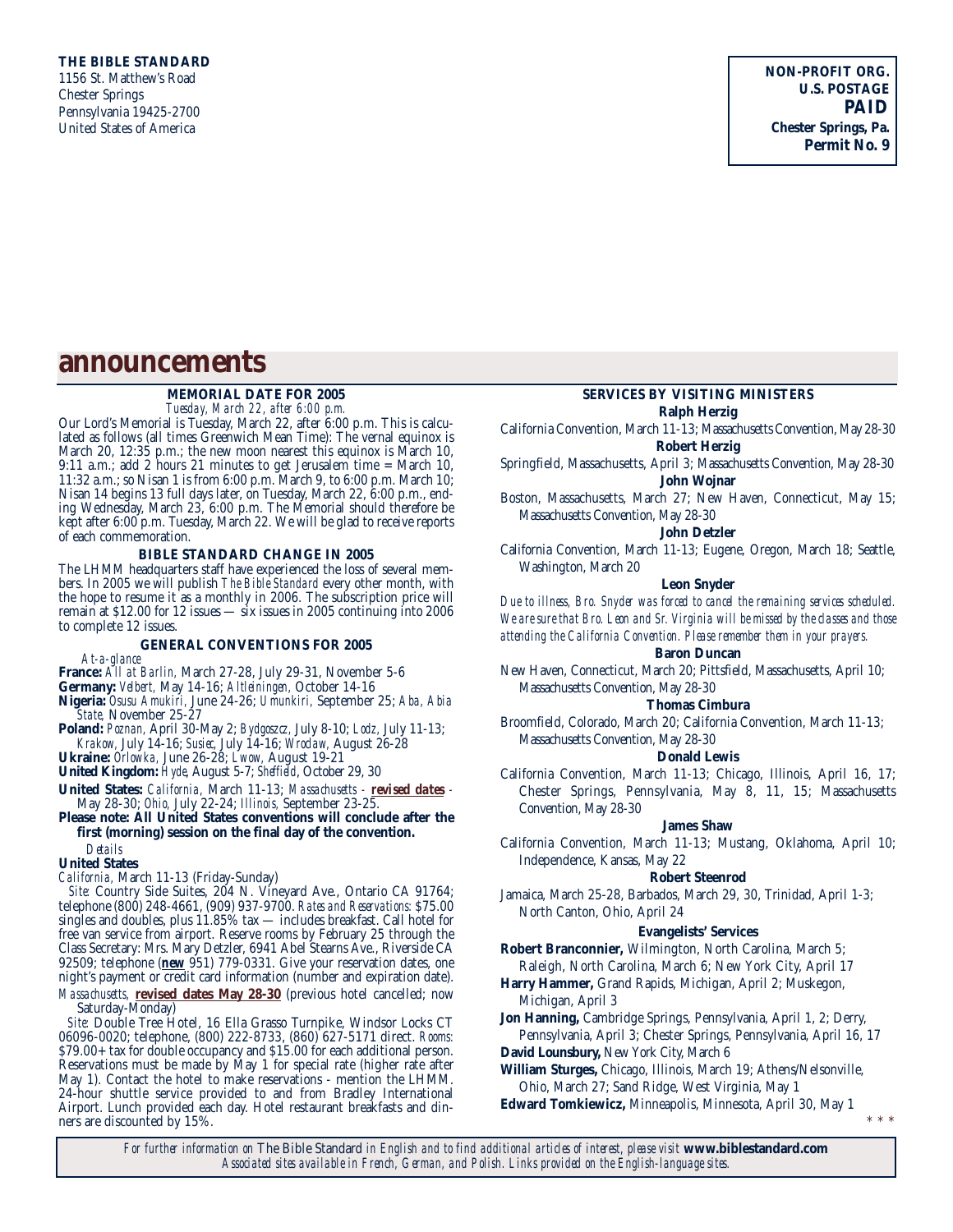**THE BIBLE STANDARD**
1156 St. Matthew's Road
Chester Springs
Pennsylvania 19425-2700
United States of America

**NON-PROFIT ORG.**
**U.S. POSTAGE**
**PAID**
**Chester Springs, Pa.**
**Permit No. 9**

# announcements

### MEMORIAL DATE FOR 2005

*Tuesday, March 22, after 6:00 p.m.*

Our Lord's Memorial is Tuesday, March 22, after 6:00 p.m. This is calculated as follows (all times Greenwich Mean Time): The vernal equinox is March 20, 12:35 p.m.; the new moon nearest this equinox is March 10, 9:11 a.m.; add 2 hours 21 minutes to get Jerusalem time = March 10, 11:32 a.m.; so Nisan 1 is from 6:00 p.m. March 9, to 6:00 p.m. March 10; Nisan 14 begins 13 full days later, on Tuesday, March 22, 6:00 p.m., ending Wednesday, March 23, 6:00 p.m. The Memorial should therefore be kept after 6:00 p.m. Tuesday, March 22. We will be glad to receive reports of each commemoration.

### BIBLE STANDARD CHANGE IN 2005

The LHMM headquarters staff have experienced the loss of several members. In 2005 we will publish *The Bible Standard* every other month, with the hope to resume it as a monthly in 2006. The subscription price will remain at $12.00 for 12 issues — six issues in 2005 continuing into 2006 to complete 12 issues.

### GENERAL CONVENTIONS FOR 2005

*At-a-glance*

**France:** *All at Barlin,* March 27-28, July 29-31, November 5-6
**Germany:** *Velbert,* May 14-16; *Altleiningen,* October 14-16
**Nigeria:** *Osusu Amukiri,* June 24-26; *Umunkiri,* September 25; *Aba, Abia State,* November 25-27
**Poland:** *Poznan,* April 30-May 2; *Bydgoszcz,* July 8-10; *Lodz,* July 11-13; *Krakow,* July 14-16; *Susiec,* July 14-16; *Wroclaw,* August 26-28
**Ukraine:** *Orlowka,* June 26-28; *Lwow,* August 19-21
**United Kingdom:** *Hyde,* August 5-7; *Sheffield,* October 29, 30
**United States:** *California,* March 11-13; *Massachusetts* - **revised dates** - May 28-30; *Ohio,* July 22-24; *Illinois,* September 23-25.

**Please note: All United States conventions will conclude after the first (morning) session on the final day of the convention.**

*Details*

**United States**

*California,* March 11-13 (Friday-Sunday)

*Site:* Country Side Suites, 204 N. Vineyard Ave., Ontario CA 91764; telephone (800) 248-4661, (909) 937-9700. *Rates and Reservations:* $75.00 singles and doubles, plus 11.85% tax — includes breakfast. Call hotel for free van service from airport. Reserve rooms by February 25 through the Class Secretary: Mrs. Mary Detzler, 6941 Abel Stearns Ave., Riverside CA 92509; telephone (**new** 951) 779-0331. Give your reservation dates, one night's payment or credit card information (number and expiration date).

*Massachusetts,* **revised dates May 28-30** (previous hotel cancelled; now Saturday-Monday)

*Site:* Double Tree Hotel, 16 Ella Grasso Turnpike, Windsor Locks CT 06096-0020; telephone, (800) 222-8733, (860) 627-5171 direct. *Rooms:* $79.00+ tax for double occupancy and $15.00 for each additional person. Reservations must be made by May 1 for special rate (higher rate after May 1). Contact the hotel to make reservations - mention the LHMM. 24-hour shuttle service provided to and from Bradley International Airport. Lunch provided each day. Hotel restaurant breakfasts and dinners are discounted by 15%.

### SERVICES BY VISITING MINISTERS

**Ralph Herzig**

California Convention, March 11-13; Massachusetts Convention, May 28-30

**Robert Herzig**

Springfield, Massachusetts, April 3; Massachusetts Convention, May 28-30

**John Wojnar**

Boston, Massachusetts, March 27; New Haven, Connecticut, May 15; Massachusetts Convention, May 28-30

**John Detzler**

California Convention, March 11-13; Eugene, Oregon, March 18; Seattle, Washington, March 20

**Leon Snyder**

*Due to illness, Bro. Snyder was forced to cancel the remaining services scheduled. We are sure that Bro. Leon and Sr. Virginia will be missed by the classes and those attending the California Convention. Please remember them in your prayers.*

**Baron Duncan**

New Haven, Connecticut, March 20; Pittsfield, Massachusetts, April 10; Massachusetts Convention, May 28-30

**Thomas Cimbura**

Broomfield, Colorado, March 20; California Convention, March 11-13; Massachusetts Convention, May 28-30

**Donald Lewis**

California Convention, March 11-13; Chicago, Illinois, April 16, 17; Chester Springs, Pennsylvania, May 8, 11, 15; Massachusetts Convention, May 28-30

**James Shaw**

California Convention, March 11-13; Mustang, Oklahoma, April 10; Independence, Kansas, May 22

**Robert Steenrod**

Jamaica, March 25-28, Barbados, March 29, 30, Trinidad, April 1-3; North Canton, Ohio, April 24

**Evangelists' Services**

**Robert Branconnier,** Wilmington, North Carolina, March 5; Raleigh, North Carolina, March 6; New York City, April 17
**Harry Hammer,** Grand Rapids, Michigan, April 2; Muskegon, Michigan, April 3
**Jon Hanning,** Cambridge Springs, Pennsylvania, April 1, 2; Derry, Pennsylvania, April 3; Chester Springs, Pennsylvania, April 16, 17
**David Lounsbury,** New York City, March 6
**William Sturges,** Chicago, Illinois, March 19; Athens/Nelsonville, Ohio, March 27; Sand Ridge, West Virginia, May 1
**Edward Tomkiewicz,** Minneapolis, Minnesota, April 30, May 1

\* \* \*

*For further information on* The Bible Standard *in English and to find additional articles of interest, please visit* **www.biblestandard.com**
*Associated sites available in French, German, and Polish. Links provided on the English-language sites.*